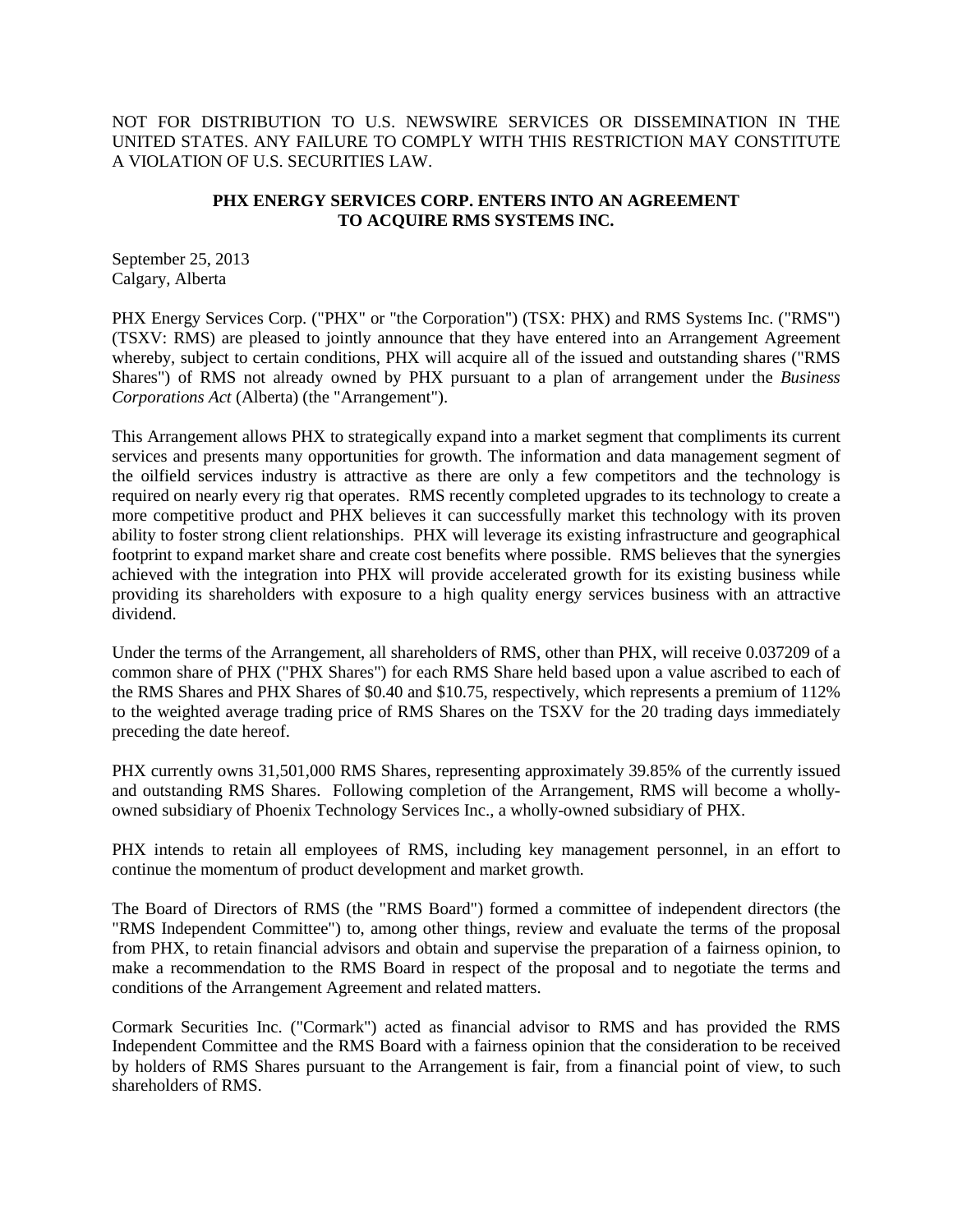NOT FOR DISTRIBUTION TO U.S. NEWSWIRE SERVICES OR DISSEMINATION IN THE UNITED STATES. ANY FAILURE TO COMPLY WITH THIS RESTRICTION MAY CONSTITUTE A VIOLATION OF U.S. SECURITIES LAW.

# PHX ENERGY SERVICES CORP. ENTERS INTO AN AGREEMENT TO ACQUIRE RMS SYSTEMS INC.

September 25, 2013
Calgary, Alberta

PHX Energy Services Corp. ("PHX" or "the Corporation") (TSX: PHX) and RMS Systems Inc. ("RMS") (TSXV: RMS) are pleased to jointly announce that they have entered into an Arrangement Agreement whereby, subject to certain conditions, PHX will acquire all of the issued and outstanding shares ("RMS Shares") of RMS not already owned by PHX pursuant to a plan of arrangement under the *Business Corporations Act* (Alberta) (the "Arrangement").

This Arrangement allows PHX to strategically expand into a market segment that compliments its current services and presents many opportunities for growth. The information and data management segment of the oilfield services industry is attractive as there are only a few competitors and the technology is required on nearly every rig that operates. RMS recently completed upgrades to its technology to create a more competitive product and PHX believes it can successfully market this technology with its proven ability to foster strong client relationships. PHX will leverage its existing infrastructure and geographical footprint to expand market share and create cost benefits where possible. RMS believes that the synergies achieved with the integration into PHX will provide accelerated growth for its existing business while providing its shareholders with exposure to a high quality energy services business with an attractive dividend.

Under the terms of the Arrangement, all shareholders of RMS, other than PHX, will receive 0.037209 of a common share of PHX ("PHX Shares") for each RMS Share held based upon a value ascribed to each of the RMS Shares and PHX Shares of $0.40 and $10.75, respectively, which represents a premium of 112% to the weighted average trading price of RMS Shares on the TSXV for the 20 trading days immediately preceding the date hereof.

PHX currently owns 31,501,000 RMS Shares, representing approximately 39.85% of the currently issued and outstanding RMS Shares. Following completion of the Arrangement, RMS will become a wholly-owned subsidiary of Phoenix Technology Services Inc., a wholly-owned subsidiary of PHX.

PHX intends to retain all employees of RMS, including key management personnel, in an effort to continue the momentum of product development and market growth.

The Board of Directors of RMS (the "RMS Board") formed a committee of independent directors (the "RMS Independent Committee") to, among other things, review and evaluate the terms of the proposal from PHX, to retain financial advisors and obtain and supervise the preparation of a fairness opinion, to make a recommendation to the RMS Board in respect of the proposal and to negotiate the terms and conditions of the Arrangement Agreement and related matters.

Cormark Securities Inc. ("Cormark") acted as financial advisor to RMS and has provided the RMS Independent Committee and the RMS Board with a fairness opinion that the consideration to be received by holders of RMS Shares pursuant to the Arrangement is fair, from a financial point of view, to such shareholders of RMS.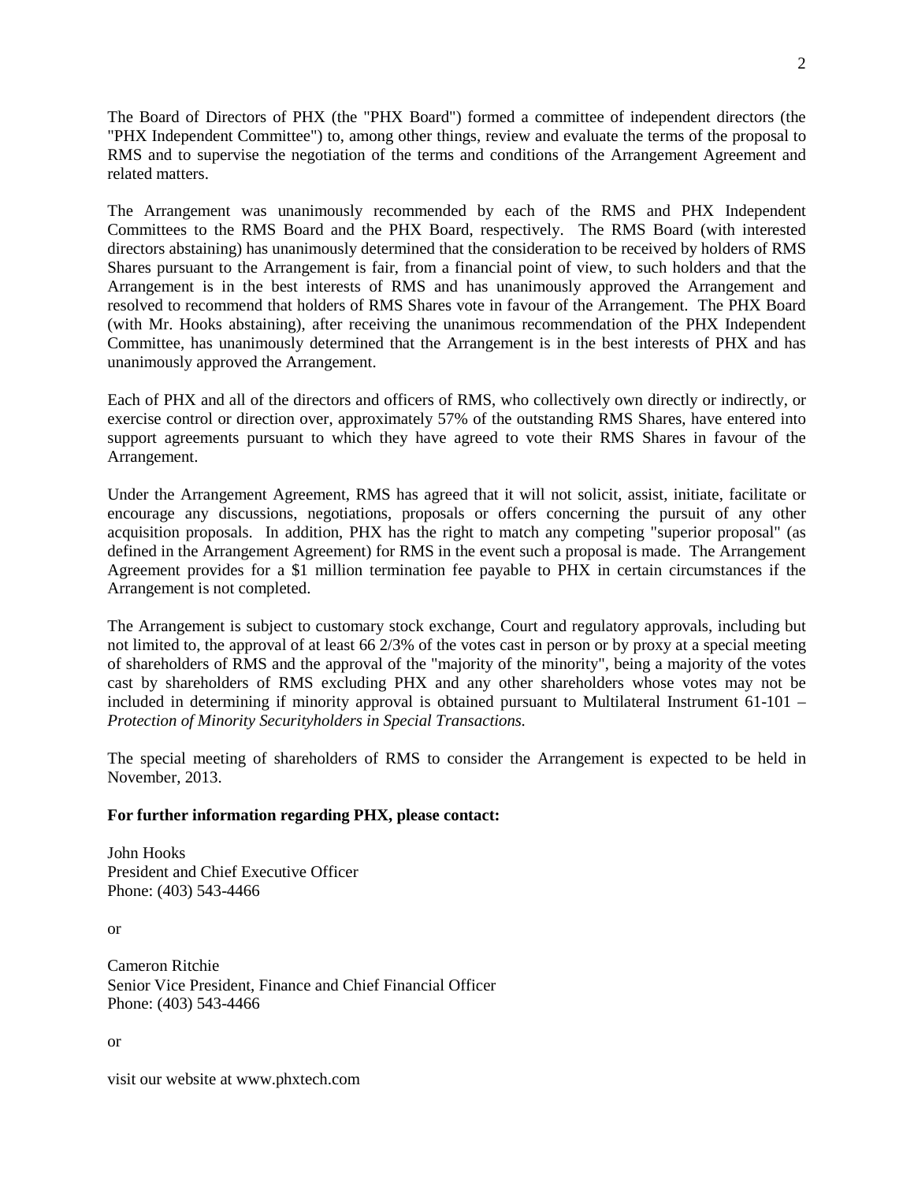The Board of Directors of PHX (the "PHX Board") formed a committee of independent directors (the "PHX Independent Committee") to, among other things, review and evaluate the terms of the proposal to RMS and to supervise the negotiation of the terms and conditions of the Arrangement Agreement and related matters.

The Arrangement was unanimously recommended by each of the RMS and PHX Independent Committees to the RMS Board and the PHX Board, respectively. The RMS Board (with interested directors abstaining) has unanimously determined that the consideration to be received by holders of RMS Shares pursuant to the Arrangement is fair, from a financial point of view, to such holders and that the Arrangement is in the best interests of RMS and has unanimously approved the Arrangement and resolved to recommend that holders of RMS Shares vote in favour of the Arrangement. The PHX Board (with Mr. Hooks abstaining), after receiving the unanimous recommendation of the PHX Independent Committee, has unanimously determined that the Arrangement is in the best interests of PHX and has unanimously approved the Arrangement.

Each of PHX and all of the directors and officers of RMS, who collectively own directly or indirectly, or exercise control or direction over, approximately 57% of the outstanding RMS Shares, have entered into support agreements pursuant to which they have agreed to vote their RMS Shares in favour of the Arrangement.

Under the Arrangement Agreement, RMS has agreed that it will not solicit, assist, initiate, facilitate or encourage any discussions, negotiations, proposals or offers concerning the pursuit of any other acquisition proposals. In addition, PHX has the right to match any competing "superior proposal" (as defined in the Arrangement Agreement) for RMS in the event such a proposal is made. The Arrangement Agreement provides for a $1 million termination fee payable to PHX in certain circumstances if the Arrangement is not completed.

The Arrangement is subject to customary stock exchange, Court and regulatory approvals, including but not limited to, the approval of at least 66 2/3% of the votes cast in person or by proxy at a special meeting of shareholders of RMS and the approval of the "majority of the minority", being a majority of the votes cast by shareholders of RMS excluding PHX and any other shareholders whose votes may not be included in determining if minority approval is obtained pursuant to Multilateral Instrument 61-101 – *Protection of Minority Securityholders in Special Transactions.*

The special meeting of shareholders of RMS to consider the Arrangement is expected to be held in November, 2013.

**For further information regarding PHX, please contact:**

John Hooks
President and Chief Executive Officer
Phone: (403) 543-4466

or

Cameron Ritchie
Senior Vice President, Finance and Chief Financial Officer
Phone: (403) 543-4466

or

visit our website at www.phxtech.com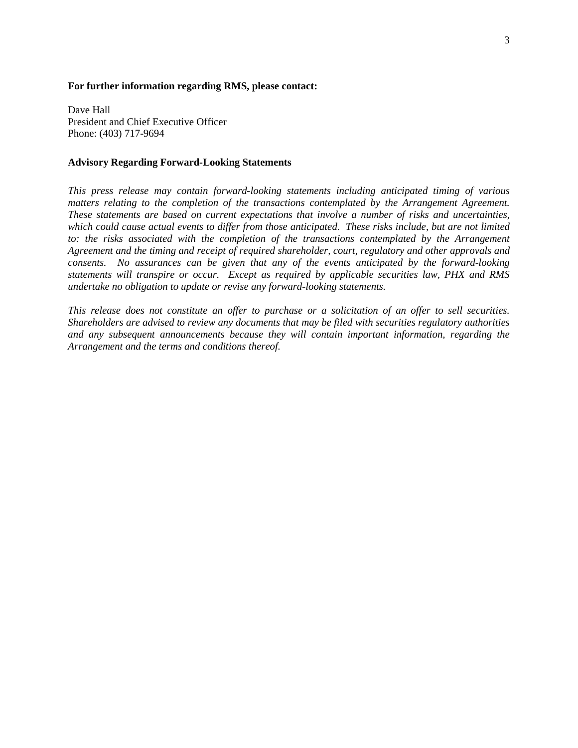**For further information regarding RMS, please contact:**

Dave Hall
President and Chief Executive Officer
Phone: (403) 717-9694

**Advisory Regarding Forward-Looking Statements**

*This press release may contain forward-looking statements including anticipated timing of various matters relating to the completion of the transactions contemplated by the Arrangement Agreement. These statements are based on current expectations that involve a number of risks and uncertainties, which could cause actual events to differ from those anticipated. These risks include, but are not limited to: the risks associated with the completion of the transactions contemplated by the Arrangement Agreement and the timing and receipt of required shareholder, court, regulatory and other approvals and consents. No assurances can be given that any of the events anticipated by the forward-looking statements will transpire or occur. Except as required by applicable securities law, PHX and RMS undertake no obligation to update or revise any forward-looking statements.*

*This release does not constitute an offer to purchase or a solicitation of an offer to sell securities. Shareholders are advised to review any documents that may be filed with securities regulatory authorities and any subsequent announcements because they will contain important information, regarding the Arrangement and the terms and conditions thereof.*